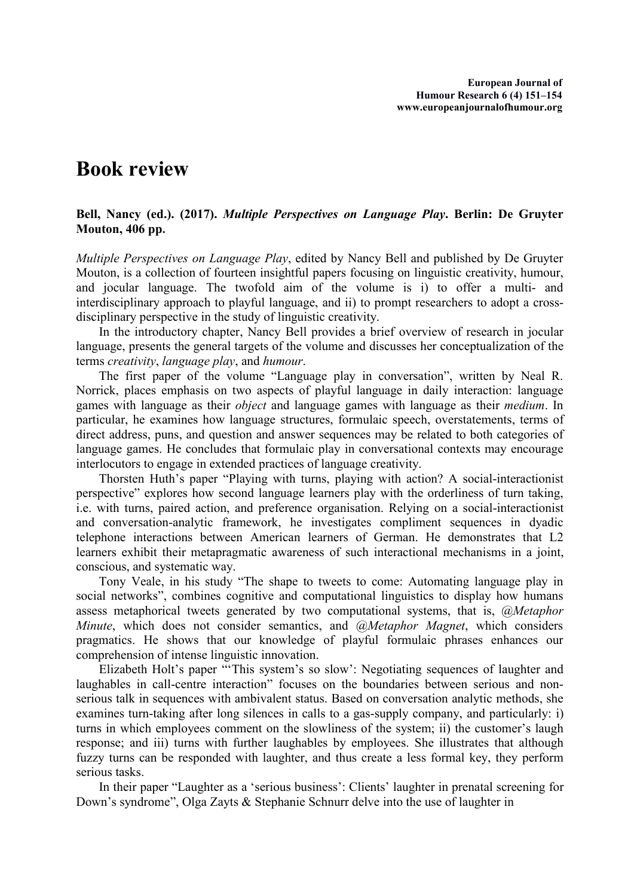# Book review

**Bell, Nancy (ed.). (2017). *Multiple Perspectives on Language Play*. Berlin: De Gruyter Mouton, 406 pp.**

*Multiple Perspectives on Language Play*, edited by Nancy Bell and published by De Gruyter Mouton, is a collection of fourteen insightful papers focusing on linguistic creativity, humour, and jocular language. The twofold aim of the volume is i) to offer a multi- and interdisciplinary approach to playful language, and ii) to prompt researchers to adopt a cross-disciplinary perspective in the study of linguistic creativity.

In the introductory chapter, Nancy Bell provides a brief overview of research in jocular language, presents the general targets of the volume and discusses her conceptualization of the terms *creativity*, *language play*, and *humour*.

The first paper of the volume "Language play in conversation", written by Neal R. Norrick, places emphasis on two aspects of playful language in daily interaction: language games with language as their *object* and language games with language as their *medium*. In particular, he examines how language structures, formulaic speech, overstatements, terms of direct address, puns, and question and answer sequences may be related to both categories of language games. He concludes that formulaic play in conversational contexts may encourage interlocutors to engage in extended practices of language creativity.

Thorsten Huth's paper "Playing with turns, playing with action? A social-interactionist perspective" explores how second language learners play with the orderliness of turn taking, i.e. with turns, paired action, and preference organisation. Relying on a social-interactionist and conversation-analytic framework, he investigates compliment sequences in dyadic telephone interactions between American learners of German. He demonstrates that L2 learners exhibit their metapragmatic awareness of such interactional mechanisms in a joint, conscious, and systematic way.

Tony Veale, in his study "The shape to tweets to come: Automating language play in social networks", combines cognitive and computational linguistics to display how humans assess metaphorical tweets generated by two computational systems, that is, *@Metaphor Minute*, which does not consider semantics, and *@Metaphor Magnet*, which considers pragmatics. He shows that our knowledge of playful formulaic phrases enhances our comprehension of intense linguistic innovation.

Elizabeth Holt's paper "'This system's so slow': Negotiating sequences of laughter and laughables in call-centre interaction" focuses on the boundaries between serious and non-serious talk in sequences with ambivalent status. Based on conversation analytic methods, she examines turn-taking after long silences in calls to a gas-supply company, and particularly: i) turns in which employees comment on the slowliness of the system; ii) the customer's laugh response; and iii) turns with further laughables by employees. She illustrates that although fuzzy turns can be responded with laughter, and thus create a less formal key, they perform serious tasks.

In their paper "Laughter as a 'serious business': Clients' laughter in prenatal screening for Down's syndrome", Olga Zayts & Stephanie Schnurr delve into the use of laughter in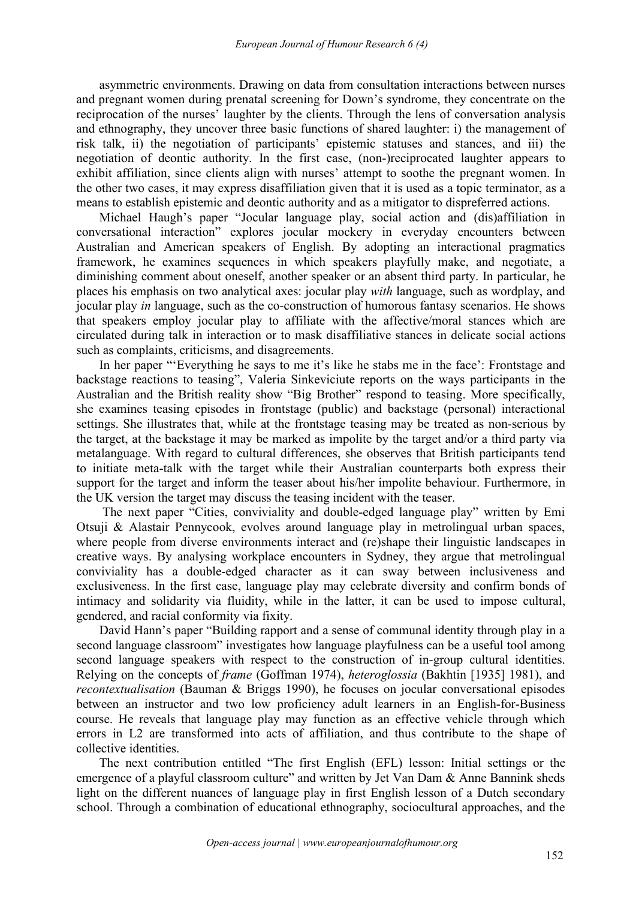asymmetric environments. Drawing on data from consultation interactions between nurses and pregnant women during prenatal screening for Down's syndrome, they concentrate on the reciprocation of the nurses' laughter by the clients. Through the lens of conversation analysis and ethnography, they uncover three basic functions of shared laughter: i) the management of risk talk, ii) the negotiation of participants' epistemic statuses and stances, and iii) the negotiation of deontic authority. In the first case, (non-)reciprocated laughter appears to exhibit affiliation, since clients align with nurses' attempt to soothe the pregnant women. In the other two cases, it may express disaffiliation given that it is used as a topic terminator, as a means to establish epistemic and deontic authority and as a mitigator to dispreferred actions.

Michael Haugh's paper "Jocular language play, social action and (dis)affiliation in conversational interaction" explores jocular mockery in everyday encounters between Australian and American speakers of English. By adopting an interactional pragmatics framework, he examines sequences in which speakers playfully make, and negotiate, a diminishing comment about oneself, another speaker or an absent third party. In particular, he places his emphasis on two analytical axes: jocular play *with* language, such as wordplay, and jocular play *in* language, such as the co-construction of humorous fantasy scenarios. He shows that speakers employ jocular play to affiliate with the affective/moral stances which are circulated during talk in interaction or to mask disaffiliative stances in delicate social actions such as complaints, criticisms, and disagreements.

In her paper "'Everything he says to me it's like he stabs me in the face': Frontstage and backstage reactions to teasing", Valeria Sinkeviciute reports on the ways participants in the Australian and the British reality show "Big Brother" respond to teasing. More specifically, she examines teasing episodes in frontstage (public) and backstage (personal) interactional settings. She illustrates that, while at the frontstage teasing may be treated as non-serious by the target, at the backstage it may be marked as impolite by the target and/or a third party via metalanguage. With regard to cultural differences, she observes that British participants tend to initiate meta-talk with the target while their Australian counterparts both express their support for the target and inform the teaser about his/her impolite behaviour. Furthermore, in the UK version the target may discuss the teasing incident with the teaser.

The next paper "Cities, conviviality and double-edged language play" written by Emi Otsuji & Alastair Pennycook, evolves around language play in metrolingual urban spaces, where people from diverse environments interact and (re)shape their linguistic landscapes in creative ways. By analysing workplace encounters in Sydney, they argue that metrolingual conviviality has a double-edged character as it can sway between inclusiveness and exclusiveness. In the first case, language play may celebrate diversity and confirm bonds of intimacy and solidarity via fluidity, while in the latter, it can be used to impose cultural, gendered, and racial conformity via fixity.

David Hann's paper "Building rapport and a sense of communal identity through play in a second language classroom" investigates how language playfulness can be a useful tool among second language speakers with respect to the construction of in-group cultural identities. Relying on the concepts of *frame* (Goffman 1974), *heteroglossia* (Bakhtin [1935] 1981), and *recontextualisation* (Bauman & Briggs 1990), he focuses on jocular conversational episodes between an instructor and two low proficiency adult learners in an English-for-Business course. He reveals that language play may function as an effective vehicle through which errors in L2 are transformed into acts of affiliation, and thus contribute to the shape of collective identities.

The next contribution entitled "The first English (EFL) lesson: Initial settings or the emergence of a playful classroom culture" and written by Jet Van Dam & Anne Bannink sheds light on the different nuances of language play in first English lesson of a Dutch secondary school. Through a combination of educational ethnography, sociocultural approaches, and the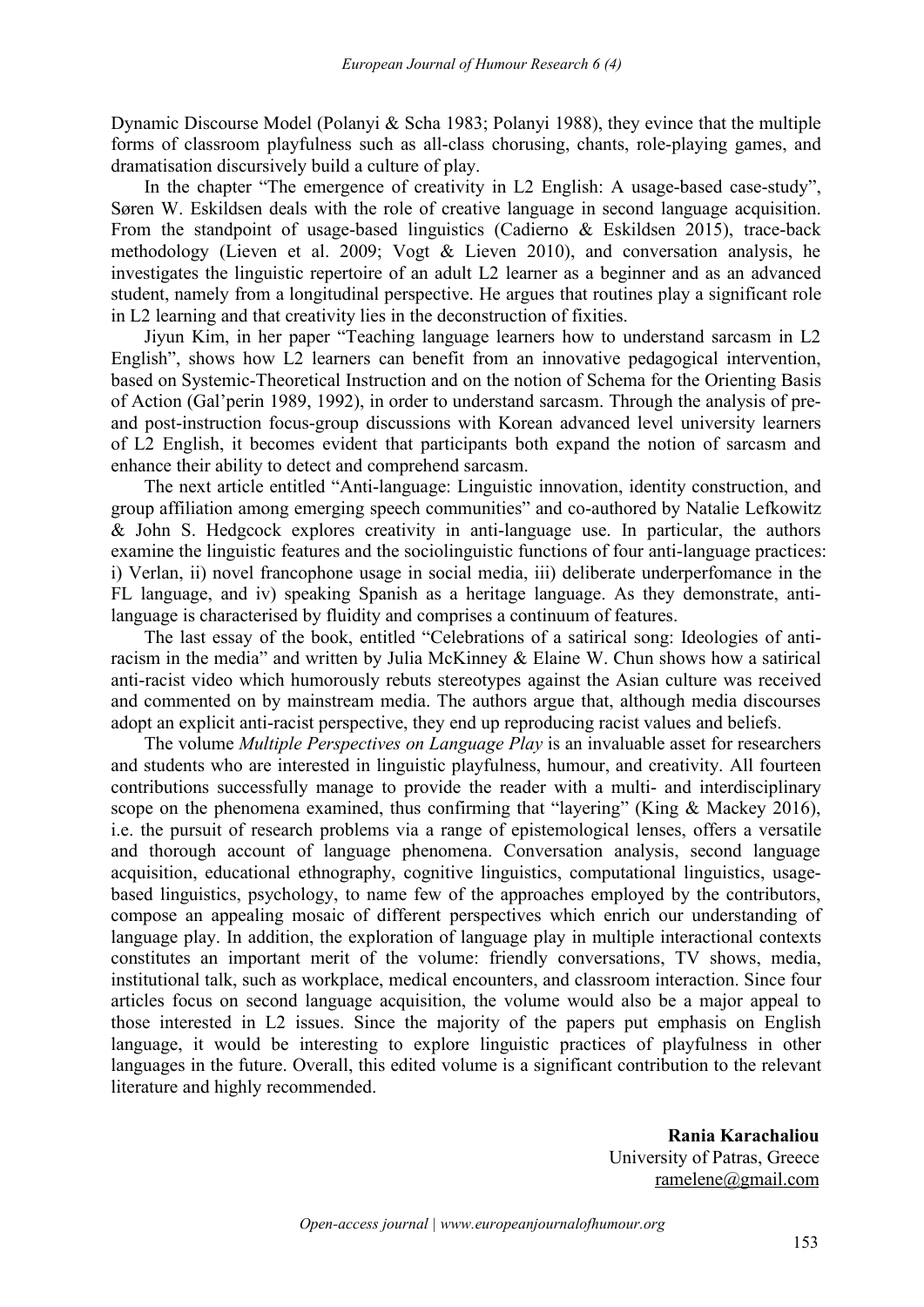Dynamic Discourse Model (Polanyi & Scha 1983; Polanyi 1988), they evince that the multiple forms of classroom playfulness such as all-class chorusing, chants, role-playing games, and dramatisation discursively build a culture of play.

In the chapter "The emergence of creativity in L2 English: A usage-based case-study", Søren W. Eskildsen deals with the role of creative language in second language acquisition. From the standpoint of usage-based linguistics (Cadierno & Eskildsen 2015), trace-back methodology (Lieven et al. 2009; Vogt & Lieven 2010), and conversation analysis, he investigates the linguistic repertoire of an adult L2 learner as a beginner and as an advanced student, namely from a longitudinal perspective. He argues that routines play a significant role in L2 learning and that creativity lies in the deconstruction of fixities.

Jiyun Kim, in her paper "Teaching language learners how to understand sarcasm in L2 English", shows how L2 learners can benefit from an innovative pedagogical intervention, based on Systemic-Theoretical Instruction and on the notion of Schema for the Orienting Basis of Action (Gal'perin 1989, 1992), in order to understand sarcasm. Through the analysis of pre- and post-instruction focus-group discussions with Korean advanced level university learners of L2 English, it becomes evident that participants both expand the notion of sarcasm and enhance their ability to detect and comprehend sarcasm.

The next article entitled "Anti-language: Linguistic innovation, identity construction, and group affiliation among emerging speech communities" and co-authored by Natalie Lefkowitz & John S. Hedgcock explores creativity in anti-language use. In particular, the authors examine the linguistic features and the sociolinguistic functions of four anti-language practices: i) Verlan, ii) novel francophone usage in social media, iii) deliberate underperfomance in the FL language, and iv) speaking Spanish as a heritage language. As they demonstrate, anti-language is characterised by fluidity and comprises a continuum of features.

The last essay of the book, entitled "Celebrations of a satirical song: Ideologies of anti-racism in the media" and written by Julia McKinney & Elaine W. Chun shows how a satirical anti-racist video which humorously rebuts stereotypes against the Asian culture was received and commented on by mainstream media. The authors argue that, although media discourses adopt an explicit anti-racist perspective, they end up reproducing racist values and beliefs.

The volume *Multiple Perspectives on Language Play* is an invaluable asset for researchers and students who are interested in linguistic playfulness, humour, and creativity. All fourteen contributions successfully manage to provide the reader with a multi- and interdisciplinary scope on the phenomena examined, thus confirming that "layering" (King & Mackey 2016), i.e. the pursuit of research problems via a range of epistemological lenses, offers a versatile and thorough account of language phenomena. Conversation analysis, second language acquisition, educational ethnography, cognitive linguistics, computational linguistics, usage-based linguistics, psychology, to name few of the approaches employed by the contributors, compose an appealing mosaic of different perspectives which enrich our understanding of language play. In addition, the exploration of language play in multiple interactional contexts constitutes an important merit of the volume: friendly conversations, TV shows, media, institutional talk, such as workplace, medical encounters, and classroom interaction. Since four articles focus on second language acquisition, the volume would also be a major appeal to those interested in L2 issues. Since the majority of the papers put emphasis on English language, it would be interesting to explore linguistic practices of playfulness in other languages in the future. Overall, this edited volume is a significant contribution to the relevant literature and highly recommended.

**Rania Karachaliou**
University of Patras, Greece
ramelene@gmail.com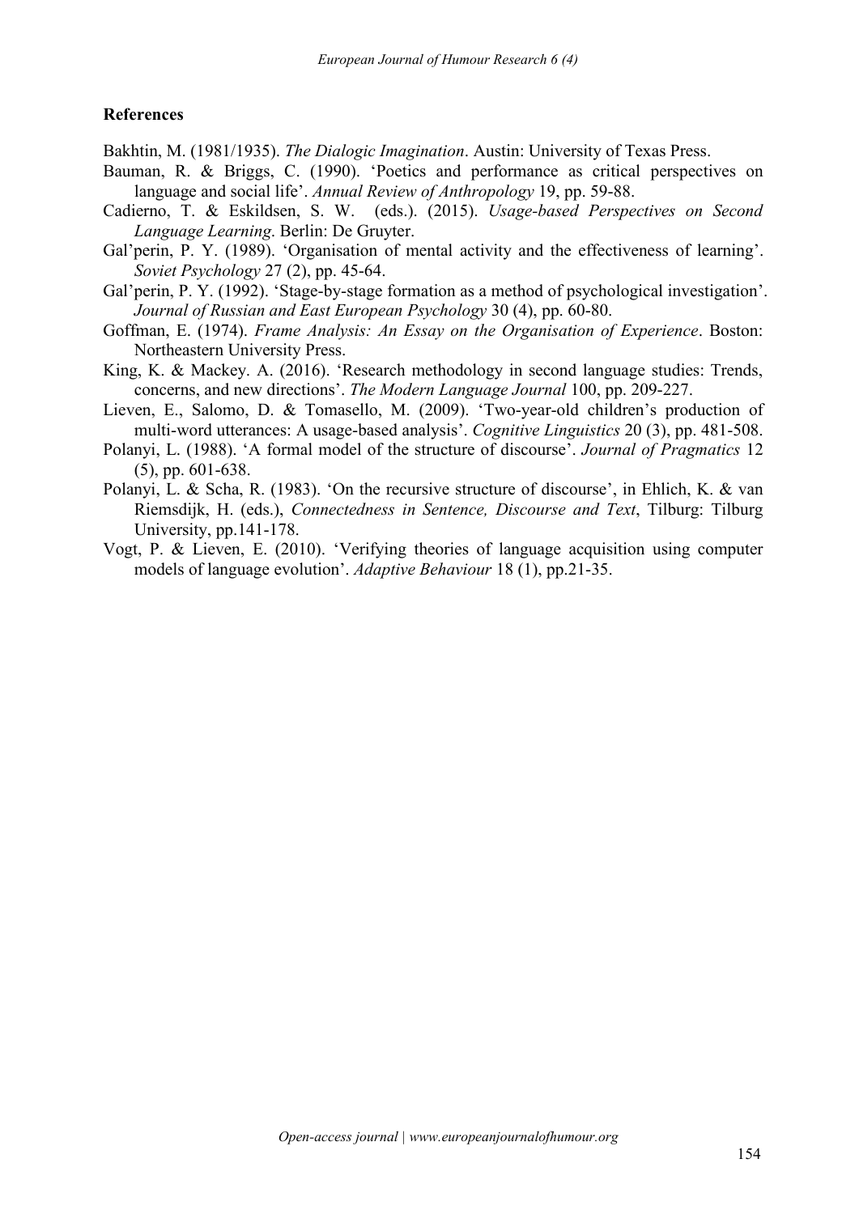## References

Bakhtin, M. (1981/1935). *The Dialogic Imagination*. Austin: University of Texas Press.

Bauman, R. & Briggs, C. (1990). 'Poetics and performance as critical perspectives on language and social life'. *Annual Review of Anthropology* 19, pp. 59-88.

Cadierno, T. & Eskildsen, S. W. (eds.). (2015). *Usage-based Perspectives on Second Language Learning*. Berlin: De Gruyter.

Gal'perin, P. Y. (1989). 'Organisation of mental activity and the effectiveness of learning'. *Soviet Psychology* 27 (2), pp. 45-64.

Gal'perin, P. Y. (1992). 'Stage-by-stage formation as a method of psychological investigation'. *Journal of Russian and East European Psychology* 30 (4), pp. 60-80.

Goffman, E. (1974). *Frame Analysis: An Essay on the Organisation of Experience*. Boston: Northeastern University Press.

King, K. & Mackey. A. (2016). 'Research methodology in second language studies: Trends, concerns, and new directions'. *The Modern Language Journal* 100, pp. 209-227.

Lieven, E., Salomo, D. & Tomasello, M. (2009). 'Two-year-old children's production of multi-word utterances: A usage-based analysis'. *Cognitive Linguistics* 20 (3), pp. 481-508.

Polanyi, L. (1988). 'A formal model of the structure of discourse'. *Journal of Pragmatics* 12 (5), pp. 601-638.

Polanyi, L. & Scha, R. (1983). 'On the recursive structure of discourse', in Ehlich, K. & van Riemsdijk, H. (eds.), *Connectedness in Sentence, Discourse and Text*, Tilburg: Tilburg University, pp.141-178.

Vogt, P. & Lieven, E. (2010). 'Verifying theories of language acquisition using computer models of language evolution'. *Adaptive Behaviour* 18 (1), pp.21-35.